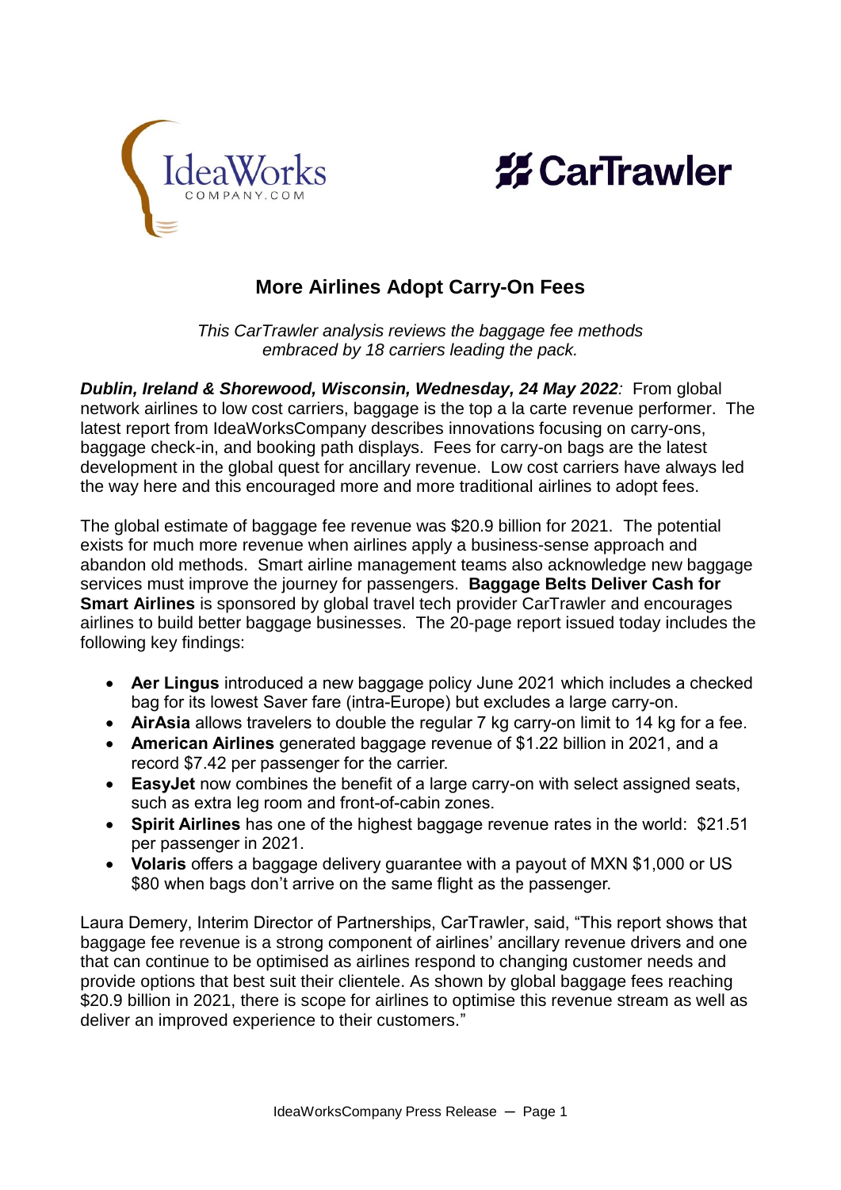# More Airlines Adopt Carry-On Fees

*This CarTrawler analysis reviews the baggage fee methods embraced by 18 carriers leading the pack.*

***Dublin, Ireland & Shorewood, Wisconsin, Wednesday, 24 May 2022**:* From global network airlines to low cost carriers, baggage is the top a la carte revenue performer. The latest report from IdeaWorksCompany describes innovations focusing on carry-ons, baggage check-in, and booking path displays. Fees for carry-on bags are the latest development in the global quest for ancillary revenue. Low cost carriers have always led the way here and this encouraged more and more traditional airlines to adopt fees.

The global estimate of baggage fee revenue was $20.9 billion for 2021. The potential exists for much more revenue when airlines apply a business-sense approach and abandon old methods. Smart airline management teams also acknowledge new baggage services must improve the journey for passengers. **Baggage Belts Deliver Cash for Smart Airlines** is sponsored by global travel tech provider CarTrawler and encourages airlines to build better baggage businesses. The 20-page report issued today includes the following key findings:

- **Aer Lingus** introduced a new baggage policy June 2021 which includes a checked bag for its lowest Saver fare (intra-Europe) but excludes a large carry-on.
- **AirAsia** allows travelers to double the regular 7 kg carry-on limit to 14 kg for a fee.
- **American Airlines** generated baggage revenue of $1.22 billion in 2021, and a record $7.42 per passenger for the carrier.
- **EasyJet** now combines the benefit of a large carry-on with select assigned seats, such as extra leg room and front-of-cabin zones.
- **Spirit Airlines** has one of the highest baggage revenue rates in the world: $21.51 per passenger in 2021.
- **Volaris** offers a baggage delivery guarantee with a payout of MXN $1,000 or US $80 when bags don't arrive on the same flight as the passenger.

Laura Demery, Interim Director of Partnerships, CarTrawler, said, "This report shows that baggage fee revenue is a strong component of airlines' ancillary revenue drivers and one that can continue to be optimised as airlines respond to changing customer needs and provide options that best suit their clientele. As shown by global baggage fees reaching $20.9 billion in 2021, there is scope for airlines to optimise this revenue stream as well as deliver an improved experience to their customers."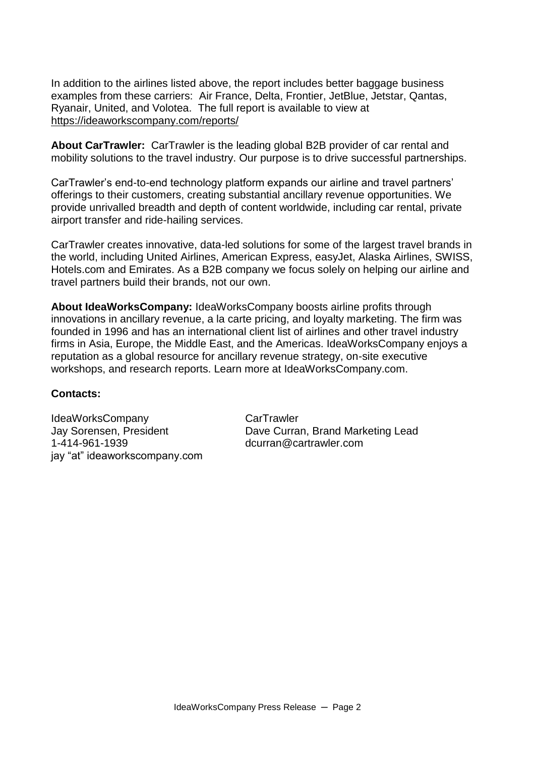In addition to the airlines listed above, the report includes better baggage business examples from these carriers: Air France, Delta, Frontier, JetBlue, Jetstar, Qantas, Ryanair, United, and Volotea. The full report is available to view at https://ideaworkscompany.com/reports/

**About CarTrawler:** CarTrawler is the leading global B2B provider of car rental and mobility solutions to the travel industry. Our purpose is to drive successful partnerships.

CarTrawler's end-to-end technology platform expands our airline and travel partners' offerings to their customers, creating substantial ancillary revenue opportunities. We provide unrivalled breadth and depth of content worldwide, including car rental, private airport transfer and ride-hailing services.

CarTrawler creates innovative, data-led solutions for some of the largest travel brands in the world, including United Airlines, American Express, easyJet, Alaska Airlines, SWISS, Hotels.com and Emirates. As a B2B company we focus solely on helping our airline and travel partners build their brands, not our own.

**About IdeaWorksCompany:** IdeaWorksCompany boosts airline profits through innovations in ancillary revenue, a la carte pricing, and loyalty marketing. The firm was founded in 1996 and has an international client list of airlines and other travel industry firms in Asia, Europe, the Middle East, and the Americas. IdeaWorksCompany enjoys a reputation as a global resource for ancillary revenue strategy, on-site executive workshops, and research reports. Learn more at IdeaWorksCompany.com.

**Contacts:**

IdeaWorksCompany
Jay Sorensen, President
1-414-961-1939
jay "at" ideaworkscompany.com

CarTrawler
Dave Curran, Brand Marketing Lead
dcurran@cartrawler.com